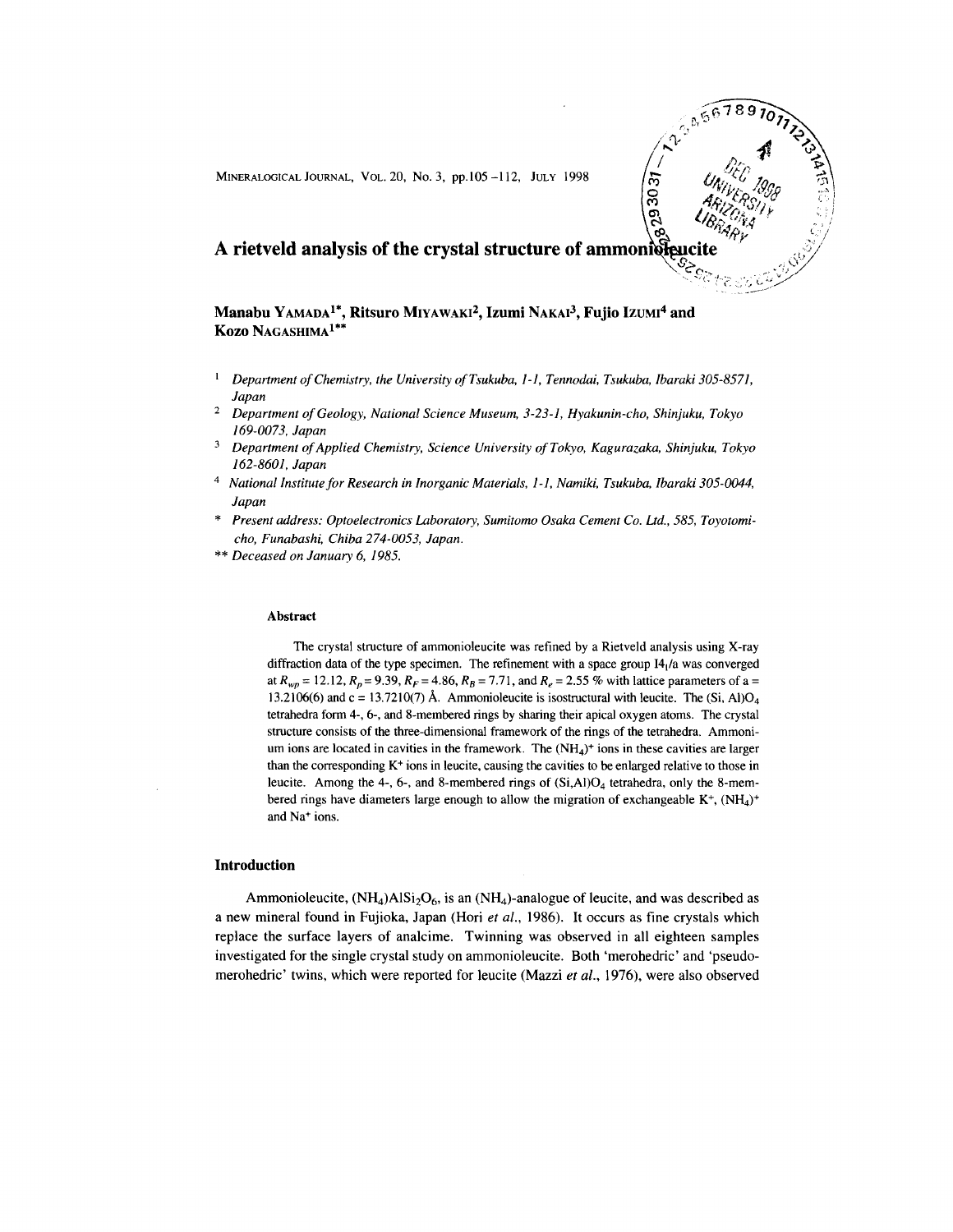# A rietveld analysis of the crystal structure of ammonioleucite

**Manabu YAMADA[1*], Ritsuro MIYAWAKI[2], Izumi NAKAI[3], Fujio IZUMI[4] and Kozo NAGASHIMA[1**]**

[1] *Department of Chemistry, the University of Tsukuba, 1-1, Tennodai, Tsukuba, Ibaraki 305-8571, Japan*

[2] *Department of Geology, National Science Museum, 3-23-1, Hyakunin-cho, Shinjuku, Tokyo 169-0073, Japan*

[3] *Department of Applied Chemistry, Science University of Tokyo, Kagurazaka, Shinjuku, Tokyo 162-8601, Japan*

[4] *National Institute for Research in Inorganic Materials, 1-1, Namiki, Tsukuba, Ibaraki 305-0044, Japan*

\* *Present address: Optoelectronics Laboratory, Sumitomo Osaka Cement Co. Ltd., 585, Toyotomi-cho, Funabashi, Chiba 274-0053, Japan.*

\*\* *Deceased on January 6, 1985.*

#### Abstract

The crystal structure of ammonioleucite was refined by a Rietveld analysis using X-ray diffraction data of the type specimen. The refinement with a space group $I4_1/a$ was converged at $R_{wp} = 12.12$, $R_p = 9.39$, $R_F = 4.86$, $R_B = 7.71$, and $R_e = 2.55$ % with lattice parameters of a = 13.2106(6) and c = 13.7210(7) Å. Ammonioleucite is isostructural with leucite. The (Si, Al)$O_4$ tetrahedra form 4-, 6-, and 8-membered rings by sharing their apical oxygen atoms. The crystal structure consists of the three-dimensional framework of the rings of the tetrahedra. Ammonium ions are located in cavities in the framework. The $(NH_4)^+$ ions in these cavities are larger than the corresponding $K^+$ ions in leucite, causing the cavities to be enlarged relative to those in leucite. Among the 4-, 6-, and 8-membered rings of (Si,Al)$O_4$ tetrahedra, only the 8-membered rings have diameters large enough to allow the migration of exchangeable $K^+$, $(NH_4)^+$ and $Na^+$ ions.

### Introduction

Ammonioleucite, $(NH_4)AlSi_2O_6$, is an $(NH_4)$-analogue of leucite, and was described as a new mineral found in Fujioka, Japan (Hori *et al.*, 1986). It occurs as fine crystals which replace the surface layers of analcime. Twinning was observed in all eighteen samples investigated for the single crystal study on ammonioleucite. Both 'merohedric' and 'pseudo-merohedric' twins, which were reported for leucite (Mazzi *et al.*, 1976), were also observed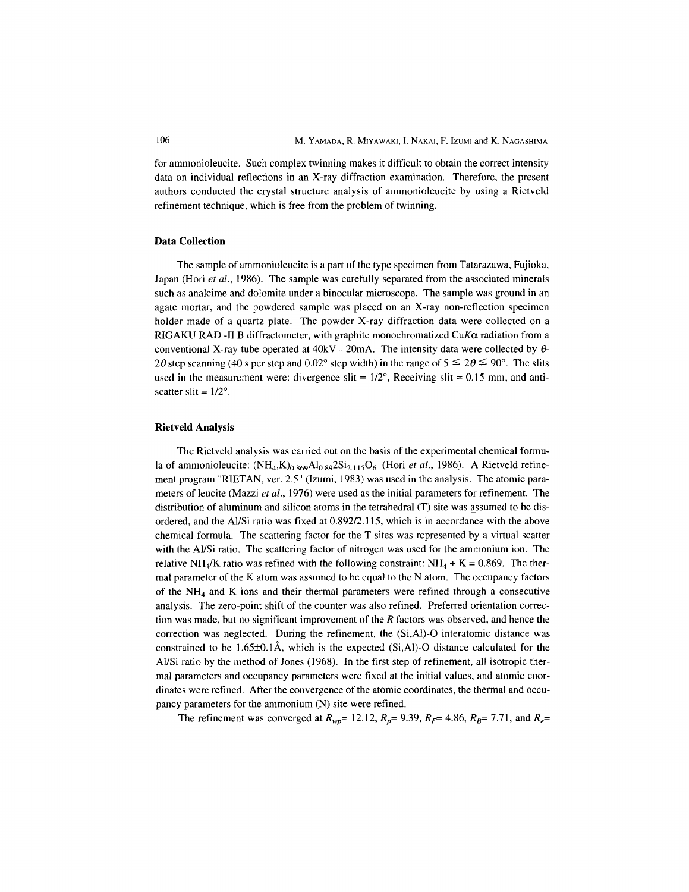for ammonioleucite. Such complex twinning makes it difficult to obtain the correct intensity data on individual reflections in an X-ray diffraction examination. Therefore, the present authors conducted the crystal structure analysis of ammonioleucite by using a Rietveld refinement technique, which is free from the problem of twinning.

### Data Collection

The sample of ammonioleucite is a part of the type specimen from Tatarazawa, Fujioka, Japan (Hori *et al.*, 1986). The sample was carefully separated from the associated minerals such as analcime and dolomite under a binocular microscope. The sample was ground in an agate mortar, and the powdered sample was placed on an X-ray non-reflection specimen holder made of a quartz plate. The powder X-ray diffraction data were collected on a RIGAKU RAD -II B diffractometer, with graphite monochromatized Cu*K*α radiation from a conventional X-ray tube operated at 40kV - 20mA. The intensity data were collected by $\theta$-$2\theta$ step scanning (40 s per step and 0.02° step width) in the range of $5 \leqq 2\theta \leqq 90°$. The slits used in the measurement were: divergence slit = 1/2°, Receiving slit = 0.15 mm, and anti-scatter slit = 1/2°.

### Rietveld Analysis

The Rietveld analysis was carried out on the basis of the experimental chemical formula of ammonioleucite: $(NH_4,K)_{0.869}Al_{0.892}Si_{2.115}O_6$ (Hori *et al.*, 1986). A Rietveld refinement program "RIETAN, ver. 2.5" (Izumi, 1983) was used in the analysis. The atomic parameters of leucite (Mazzi *et al.*, 1976) were used as the initial parameters for refinement. The distribution of aluminum and silicon atoms in the tetrahedral (T) site was assumed to be disordered, and the Al/Si ratio was fixed at 0.892/2.115, which is in accordance with the above chemical formula. The scattering factor for the T sites was represented by a virtual scatter with the Al/Si ratio. The scattering factor of nitrogen was used for the ammonium ion. The relative $NH_4$/K ratio was refined with the following constraint: $NH_4 + K = 0.869$. The thermal parameter of the K atom was assumed to be equal to the N atom. The occupancy factors of the $NH_4$ and K ions and their thermal parameters were refined through a consecutive analysis. The zero-point shift of the counter was also refined. Preferred orientation correction was made, but no significant improvement of the *R* factors was observed, and hence the correction was neglected. During the refinement, the (Si,Al)-O interatomic distance was constrained to be 1.65±0.1Å, which is the expected (Si,Al)-O distance calculated for the Al/Si ratio by the method of Jones (1968). In the first step of refinement, all isotropic thermal parameters and occupancy parameters were fixed at the initial values, and atomic coordinates were refined. After the convergence of the atomic coordinates, the thermal and occupancy parameters for the ammonium (N) site were refined.

The refinement was converged at $R_{wp}$= 12.12, $R_p$= 9.39, $R_F$= 4.86, $R_B$= 7.71, and $R_e$=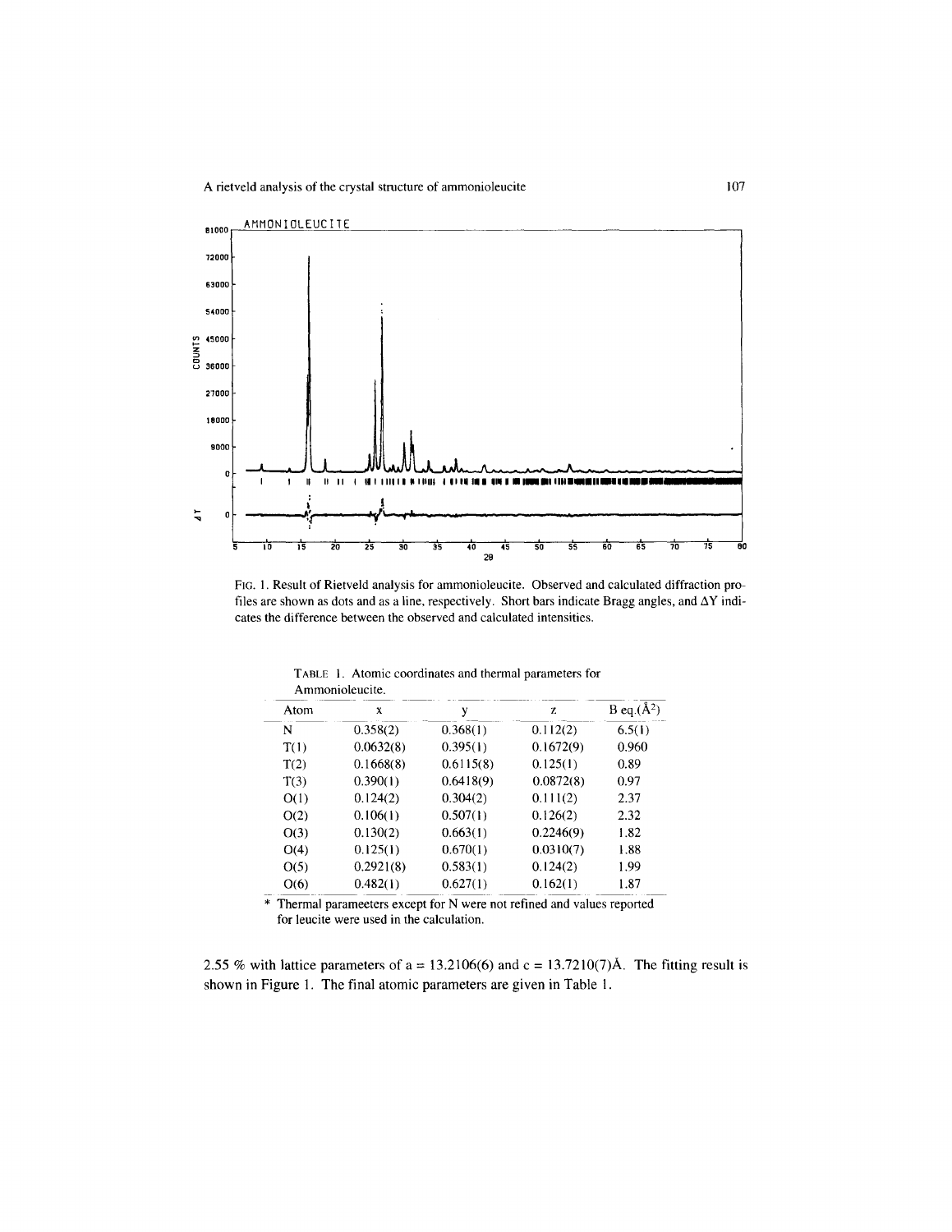FIG. 1. Result of Rietveld analysis for ammonioleucite. Observed and calculated diffraction profiles are shown as dots and as a line, respectively. Short bars indicate Bragg angles, and ΔY indicates the difference between the observed and calculated intensities.

TABLE 1. Atomic coordinates and thermal parameters for Ammonioleucite.

| Atom | x | y | z | B eq.(Å$^2$) |
|---|---|---|---|---|
| N | 0.358(2) | 0.368(1) | 0.112(2) | 6.5(1) |
| T(1) | 0.0632(8) | 0.395(1) | 0.1672(9) | 0.960 |
| T(2) | 0.1668(8) | 0.6115(8) | 0.125(1) | 0.89 |
| T(3) | 0.390(1) | 0.6418(9) | 0.0872(8) | 0.97 |
| O(1) | 0.124(2) | 0.304(2) | 0.111(2) | 2.37 |
| O(2) | 0.106(1) | 0.507(1) | 0.126(2) | 2.32 |
| O(3) | 0.130(2) | 0.663(1) | 0.2246(9) | 1.82 |
| O(4) | 0.125(1) | 0.670(1) | 0.0310(7) | 1.88 |
| O(5) | 0.2921(8) | 0.583(1) | 0.124(2) | 1.99 |
| O(6) | 0.482(1) | 0.627(1) | 0.162(1) | 1.87 |

* Thermal parameeters except for N were not refined and values reported for leucite were used in the calculation.

2.55 % with lattice parameters of a = 13.2106(6) and c = 13.7210(7)Å. The fitting result is shown in Figure 1. The final atomic parameters are given in Table 1.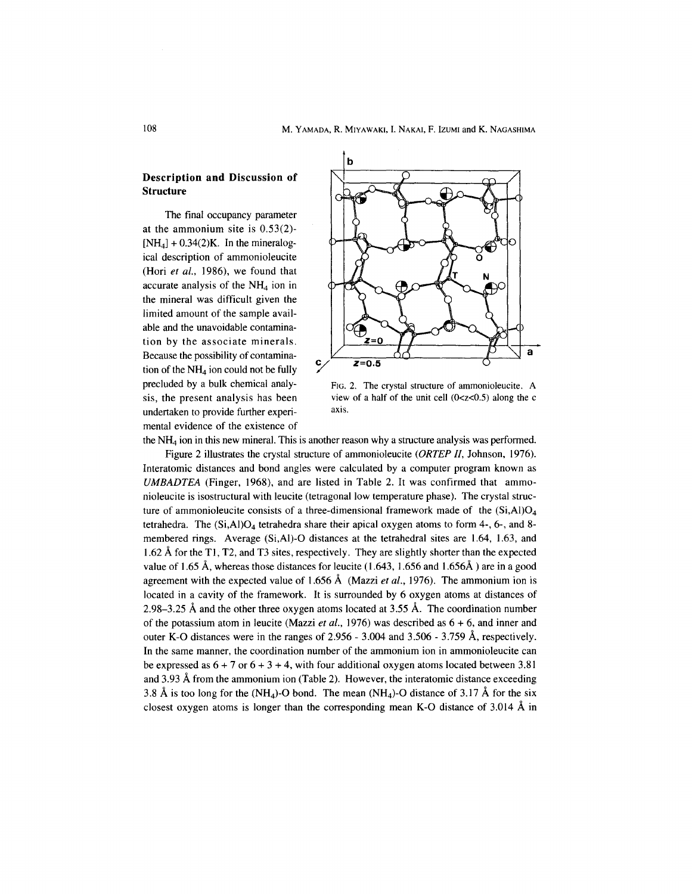## Description and Discussion of Structure

The final occupancy parameter at the ammonium site is 0.53(2)-$[NH_4]$ + 0.34(2)K. In the mineralogical description of ammonioleucite (Hori *et al.*, 1986), we found that accurate analysis of the $NH_4$ ion in the mineral was difficult given the limited amount of the sample available and the unavoidable contamination by the associate minerals. Because the possibility of contamination of the $NH_4$ ion could not be fully precluded by a bulk chemical analysis, the present analysis has been undertaken to provide further experimental evidence of the existence of the $NH_4$ ion in this new mineral. This is another reason why a structure analysis was performed.

FIG. 2. The crystal structure of ammonioleucite. A view of a half of the unit cell (0<z<0.5) along the c axis.

Figure 2 illustrates the crystal structure of ammonioleucite (*ORTEP II*, Johnson, 1976). Interatomic distances and bond angles were calculated by a computer program known as *UMBADTEA* (Finger, 1968), and are listed in Table 2. It was confirmed that ammonioleucite is isostructural with leucite (tetragonal low temperature phase). The crystal structure of ammonioleucite consists of a three-dimensional framework made of the $(Si,Al)O_4$ tetrahedra. The $(Si,Al)O_4$ tetrahedra share their apical oxygen atoms to form 4-, 6-, and 8-membered rings. Average (Si,Al)-O distances at the tetrahedral sites are 1.64, 1.63, and 1.62 Å for the T1, T2, and T3 sites, respectively. They are slightly shorter than the expected value of 1.65 Å, whereas those distances for leucite (1.643, 1.656 and 1.656Å ) are in a good agreement with the expected value of 1.656 Å (Mazzi *et al.*, 1976). The ammonium ion is located in a cavity of the framework. It is surrounded by 6 oxygen atoms at distances of 2.98–3.25 Å and the other three oxygen atoms located at 3.55 Å. The coordination number of the potassium atom in leucite (Mazzi *et al.*, 1976) was described as 6 + 6, and inner and outer K-O distances were in the ranges of 2.956 - 3.004 and 3.506 - 3.759 Å, respectively. In the same manner, the coordination number of the ammonium ion in ammonioleucite can be expressed as 6 + 7 or 6 + 3 + 4, with four additional oxygen atoms located between 3.81 and 3.93 Å from the ammonium ion (Table 2). However, the interatomic distance exceeding 3.8 Å is too long for the $(NH_4)$-O bond. The mean $(NH_4)$-O distance of 3.17 Å for the six closest oxygen atoms is longer than the corresponding mean K-O distance of 3.014 Å in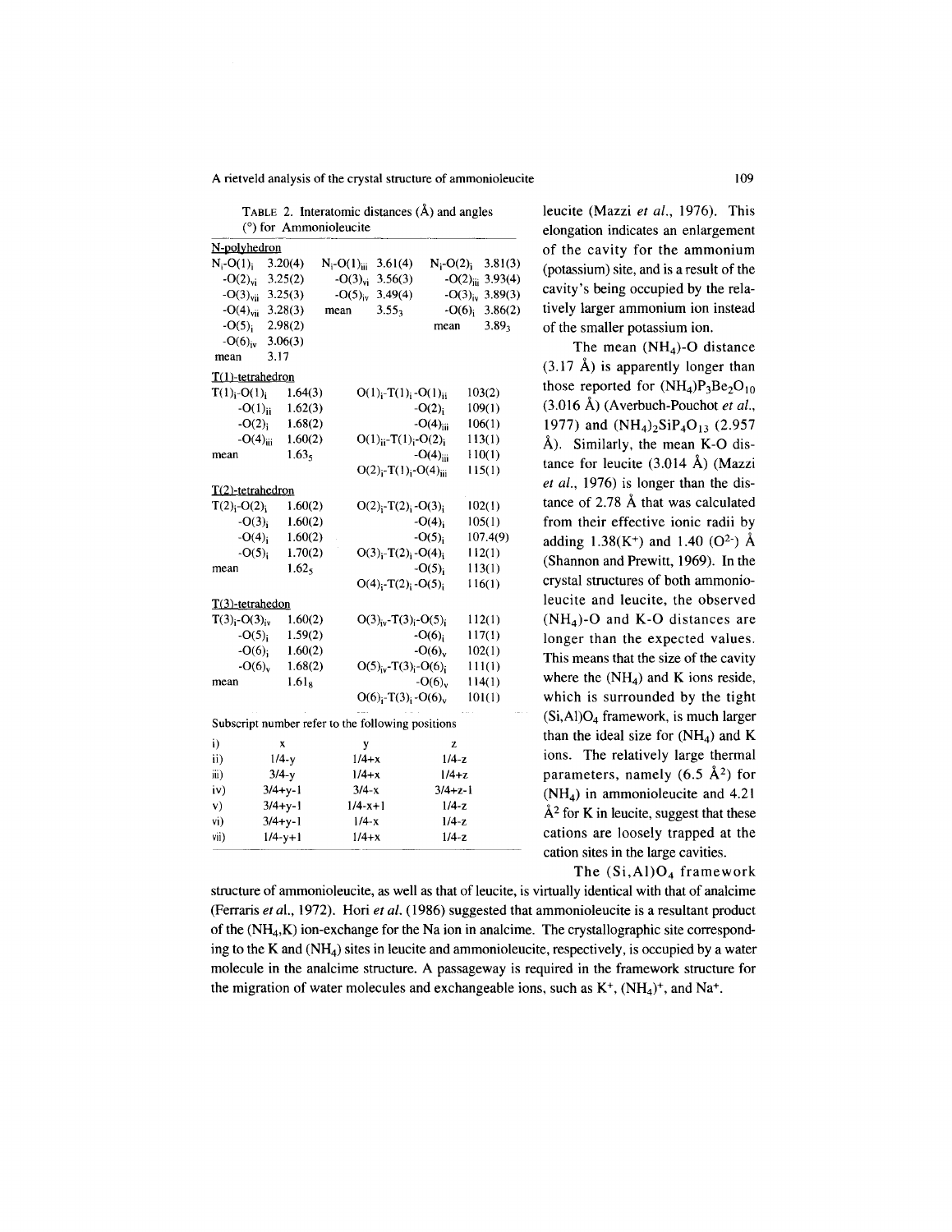TABLE 2. Interatomic distances (Å) and angles (°) for Ammonioleucite

**N-polyhedron**

| | | | | | |
|---|---|---|---|---|---|
| $N_i$-$O(1)_i$ | 3.20(4) | $N_i$-$O(1)_{iii}$ | 3.61(4) | $N_i$-$O(2)_i$ | 3.81(3) |
| -$O(2)_{vi}$ | 3.25(2) | -$O(3)_{vi}$ | 3.56(3) | -$O(2)_{iii}$ | 3.93(4) |
| -$O(3)_{vii}$ | 3.25(3) | -$O(5)_{iv}$ | 3.49(4) | -$O(3)_{iv}$ | 3.89(3) |
| -$O(4)_{vii}$ | 3.28(3) | mean | $3.55_3$ | -$O(6)_i$ | 3.86(2) |
| -$O(5)_i$ | 2.98(2) | | | mean | $3.89_3$ |
| -$O(6)_{iv}$ | 3.06(3) | | | | |
| mean | 3.17 | | | | |

**T(1)-tetrahedron**

| | | | |
|---|---|---|---|
| $T(1)_i$-$O(1)_i$ | 1.64(3) | $O(1)_i$-$T(1)_i$-$O(1)_{ii}$ | 103(2) |
| -$O(1)_{ii}$ | 1.62(3) | -$O(2)_i$ | 109(1) |
| -$O(2)_i$ | 1.68(2) | -$O(4)_{iii}$ | 106(1) |
| -$O(4)_{iii}$ | 1.60(2) | $O(1)_{ii}$-$T(1)_i$-$O(2)_i$ | 113(1) |
| mean | $1.63_5$ | -$O(4)_{iii}$ | 110(1) |
| | | $O(2)_i$-$T(1)_i$-$O(4)_{iii}$ | 115(1) |

**T(2)-tetrahedron**

| | | | |
|---|---|---|---|
| $T(2)_i$-$O(2)_i$ | 1.60(2) | $O(2)_i$-$T(2)_i$-$O(3)_i$ | 102(1) |
| -$O(3)_i$ | 1.60(2) | -$O(4)_i$ | 105(1) |
| -$O(4)_i$ | 1.60(2) | -$O(5)_i$ | 107.4(9) |
| -$O(5)_i$ | 1.70(2) | $O(3)_i$-$T(2)_i$-$O(4)_i$ | 112(1) |
| mean | $1.62_5$ | -$O(5)_i$ | 113(1) |
| | | $O(4)_i$-$T(2)_i$-$O(5)_i$ | 116(1) |

**T(3)-tetrahedon**

| | | | |
|---|---|---|---|
| $T(3)_i$-$O(3)_{iv}$ | 1.60(2) | $O(3)_{iv}$-$T(3)_i$-$O(5)_i$ | 112(1) |
| -$O(5)_i$ | 1.59(2) | -$O(6)_i$ | 117(1) |
| -$O(6)_i$ | 1.60(2) | -$O(6)_v$ | 102(1) |
| -$O(6)_v$ | 1.68(2) | $O(5)_{iv}$-$T(3)_i$-$O(6)_i$ | 111(1) |
| mean | $1.61_8$ | -$O(6)_v$ | 114(1) |
| | | $O(6)_i$-$T(3)_i$-$O(6)_v$ | 101(1) |

Subscript number refer to the following positions

| | x | y | z |
|---|---|---|---|
| i) | x | y | z |
| ii) | 1/4-y | 1/4+x | 1/4-z |
| iii) | 3/4-y | 1/4+x | 1/4+z |
| iv) | 3/4+y-1 | 3/4-x | 3/4+z-1 |
| v) | 3/4+y-1 | 1/4-x+1 | 1/4-z |
| vi) | 3/4+y-1 | 1/4-x | 1/4-z |
| vii) | 1/4-y+1 | 1/4+x | 1/4-z |

leucite (Mazzi *et al.*, 1976). This elongation indicates an enlargement of the cavity for the ammonium (potassium) site, and is a result of the cavity's being occupied by the relatively larger ammonium ion instead of the smaller potassium ion.

The mean $(NH_4)$-O distance (3.17 Å) is apparently longer than those reported for $(NH_4)P_3Be_2O_{10}$ (3.016 Å) (Averbuch-Pouchot *et al.*, 1977) and $(NH_4)_2SiP_4O_{13}$ (2.957 Å). Similarly, the mean K-O distance for leucite (3.014 Å) (Mazzi *et al.*, 1976) is longer than the distance of 2.78 Å that was calculated from their effective ionic radii by adding 1.38($K^+$) and 1.40 ($O^{2-}$) Å (Shannon and Prewitt, 1969). In the crystal structures of both ammonioleucite and leucite, the observed $(NH_4)$-O and K-O distances are longer than the expected values. This means that the size of the cavity where the $(NH_4)$ and K ions reside, which is surrounded by the tight $(Si,Al)O_4$ framework, is much larger than the ideal size for $(NH_4)$ and K ions. The relatively large thermal parameters, namely (6.5 $Å^2$) for $(NH_4)$ in ammonioleucite and 4.21 $Å^2$ for K in leucite, suggest that these cations are loosely trapped at the cation sites in the large cavities.

The $(Si,Al)O_4$ framework structure of ammonioleucite, as well as that of leucite, is virtually identical with that of analcime (Ferraris *et al.*, 1972). Hori *et al.* (1986) suggested that ammonioleucite is a resultant product of the $(NH_4,K)$ ion-exchange for the Na ion in analcime. The crystallographic site corresponding to the K and $(NH_4)$ sites in leucite and ammonioleucite, respectively, is occupied by a water molecule in the analcime structure. A passageway is required in the framework structure for the migration of water molecules and exchangeable ions, such as $K^+$, $(NH_4)^+$, and $Na^+$.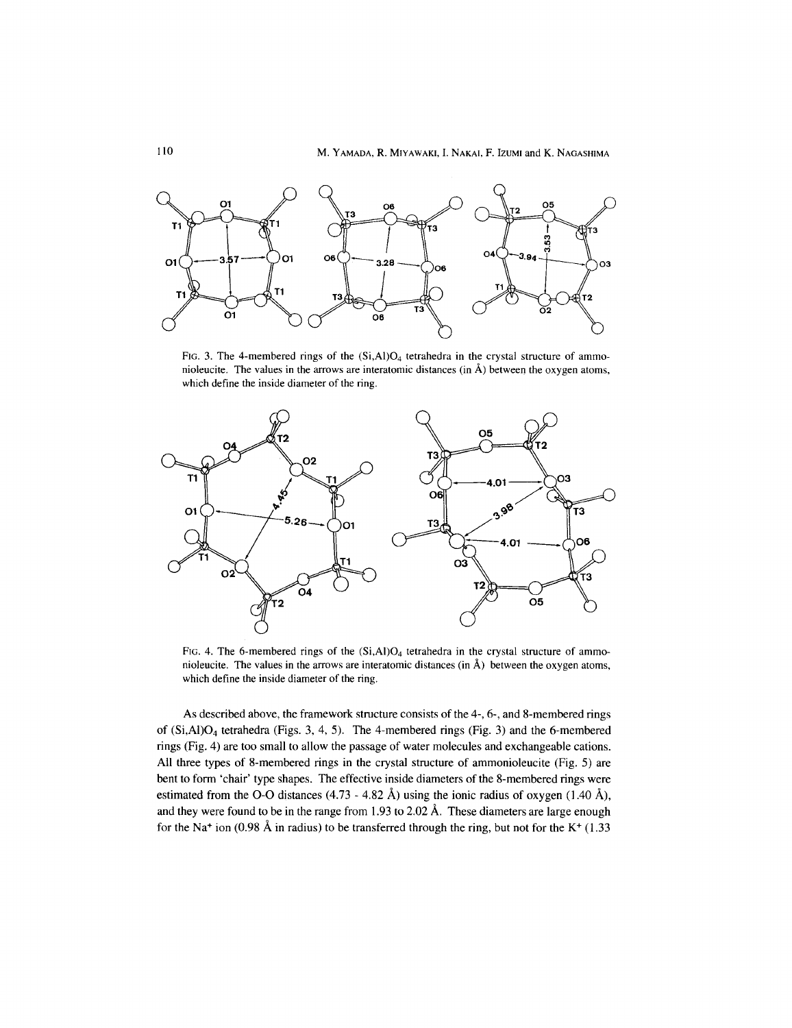FIG. 3. The 4-membered rings of the $(Si,Al)O_4$ tetrahedra in the crystal structure of ammonioleucite. The values in the arrows are interatomic distances (in Å) between the oxygen atoms, which define the inside diameter of the ring.

FIG. 4. The 6-membered rings of the $(Si,Al)O_4$ tetrahedra in the crystal structure of ammonioleucite. The values in the arrows are interatomic distances (in Å) between the oxygen atoms, which define the inside diameter of the ring.

As described above, the framework structure consists of the 4-, 6-, and 8-membered rings of $(Si,Al)O_4$ tetrahedra (Figs. 3, 4, 5). The 4-membered rings (Fig. 3) and the 6-membered rings (Fig. 4) are too small to allow the passage of water molecules and exchangeable cations. All three types of 8-membered rings in the crystal structure of ammonioleucite (Fig. 5) are bent to form 'chair' type shapes. The effective inside diameters of the 8-membered rings were estimated from the O-O distances (4.73 - 4.82 Å) using the ionic radius of oxygen (1.40 Å), and they were found to be in the range from 1.93 to 2.02 Å. These diameters are large enough for the $Na^+$ ion (0.98 Å in radius) to be transferred through the ring, but not for the $K^+$ (1.33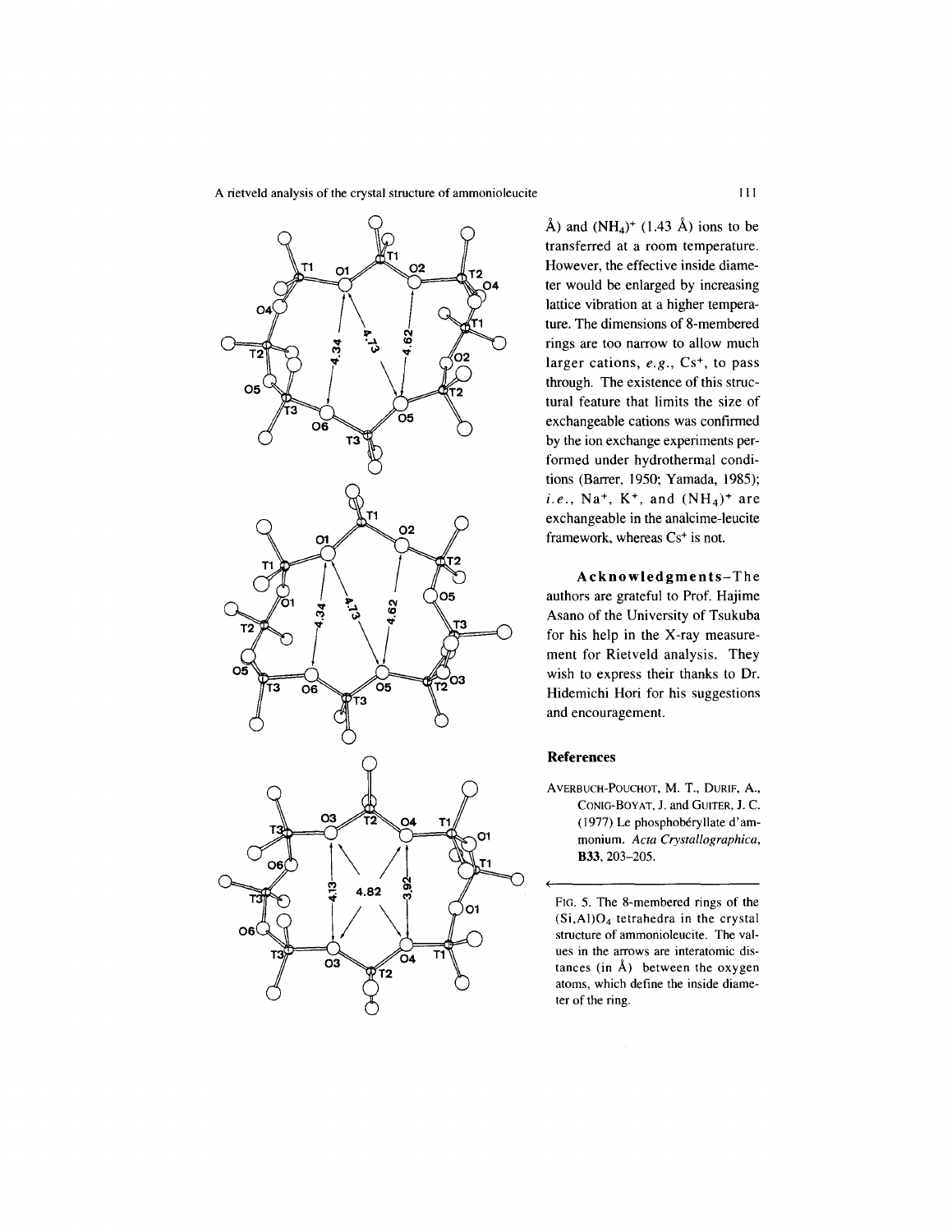Å) and $(NH_4)^+$ (1.43 Å) ions to be transferred at a room temperature. However, the effective inside diameter would be enlarged by increasing lattice vibration at a higher temperature. The dimensions of 8-membered rings are too narrow to allow much larger cations, *e.g.*, $Cs^+$, to pass through. The existence of this structural feature that limits the size of exchangeable cations was confirmed by the ion exchange experiments performed under hydrothermal conditions (Barrer, 1950; Yamada, 1985); *i.e.*, $Na^+$, $K^+$, and $(NH_4)^+$ are exchangeable in the analcime-leucite framework, whereas $Cs^+$ is not.

**Acknowledgments**–The authors are grateful to Prof. Hajime Asano of the University of Tsukuba for his help in the X-ray measurement for Rietveld analysis. They wish to express their thanks to Dr. Hidemichi Hori for his suggestions and encouragement.

## References

Averbuch-Pouchot, M. T., Durif, A., Conig-Boyat, J. and Guiter, J. C. (1977) Le phosphobéryllate d'ammonium. *Acta Crystallographica*, **B33**, 203–205.

Fig. 5. The 8-membered rings of the $(Si,Al)O_4$ tetrahedra in the crystal structure of ammonioleucite. The values in the arrows are interatomic distances (in Å) between the oxygen atoms, which define the inside diameter of the ring.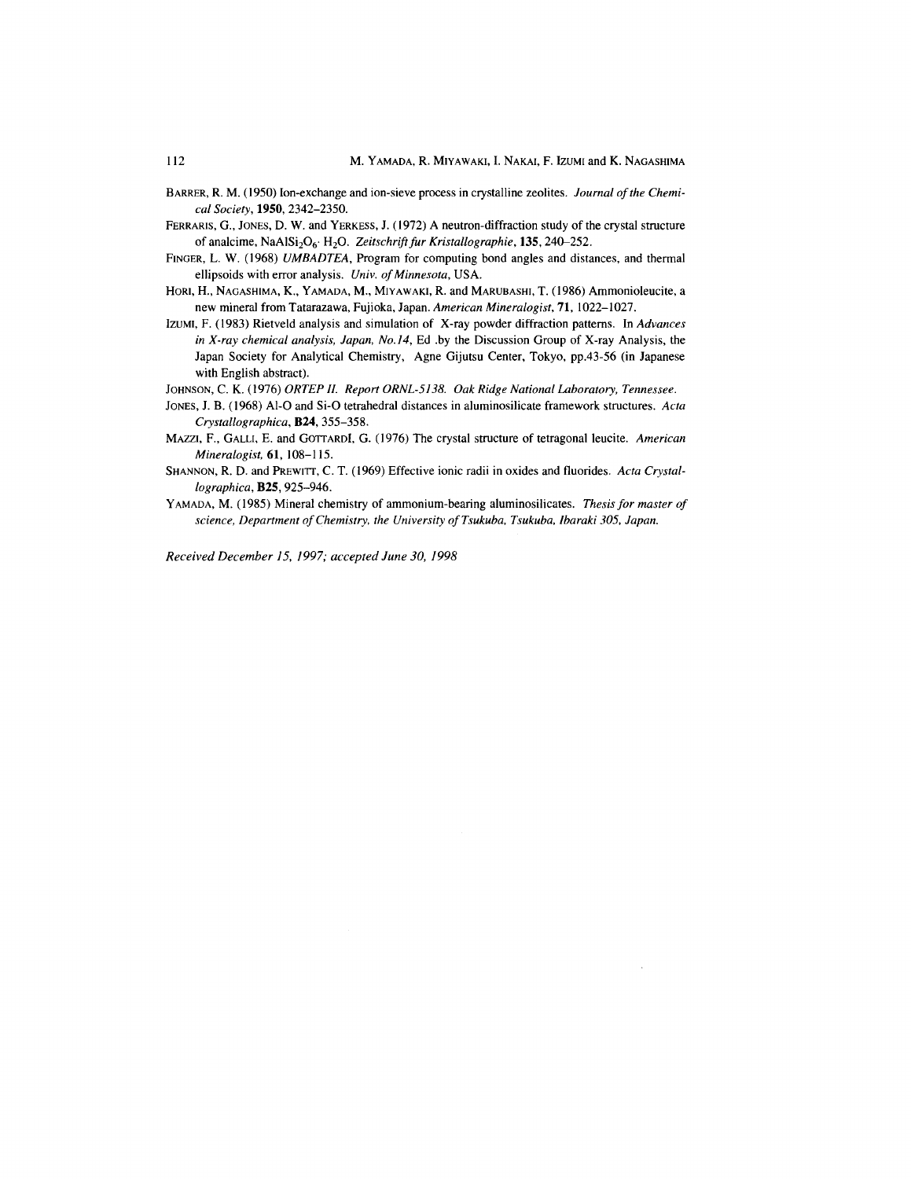BARRER, R. M. (1950) Ion-exchange and ion-sieve process in crystalline zeolites. *Journal of the Chemical Society*, **1950**, 2342–2350.

FERRARIS, G., JONES, D. W. and YERKESS, J. (1972) A neutron-diffraction study of the crystal structure of analcime, $NaAlSi_2O_6 \cdot H_2O$. *Zeitschrift fur Kristallographie*, **135**, 240–252.

FINGER, L. W. (1968) *UMBADTEA*, Program for computing bond angles and distances, and thermal ellipsoids with error analysis. *Univ. of Minnesota*, USA.

HORI, H., NAGASHIMA, K., YAMADA, M., MIYAWAKI, R. and MARUBASHI, T. (1986) Ammonioleucite, a new mineral from Tatarazawa, Fujioka, Japan. *American Mineralogist*, **71**, 1022–1027.

IZUMI, F. (1983) Rietveld analysis and simulation of X-ray powder diffraction patterns. In *Advances in X-ray chemical analysis, Japan, No.14*, Ed .by the Discussion Group of X-ray Analysis, the Japan Society for Analytical Chemistry, Agne Gijutsu Center, Tokyo, pp.43-56 (in Japanese with English abstract).

JOHNSON, C. K. (1976) *ORTEP II. Report ORNL-5138. Oak Ridge National Laboratory, Tennessee.*

JONES, J. B. (1968) Al-O and Si-O tetrahedral distances in aluminosilicate framework structures. *Acta Crystallographica*, **B24**, 355–358.

MAZZI, F., GALLI, E. and GOTTARDI, G. (1976) The crystal structure of tetragonal leucite. *American Mineralogist*, **61**, 108–115.

SHANNON, R. D. and PREWITT, C. T. (1969) Effective ionic radii in oxides and fluorides. *Acta Crystallographica*, **B25**, 925–946.

YAMADA, M. (1985) Mineral chemistry of ammonium-bearing aluminosilicates. *Thesis for master of science, Department of Chemistry, the University of Tsukuba, Tsukuba, Ibaraki 305, Japan.*

*Received December 15, 1997; accepted June 30, 1998*